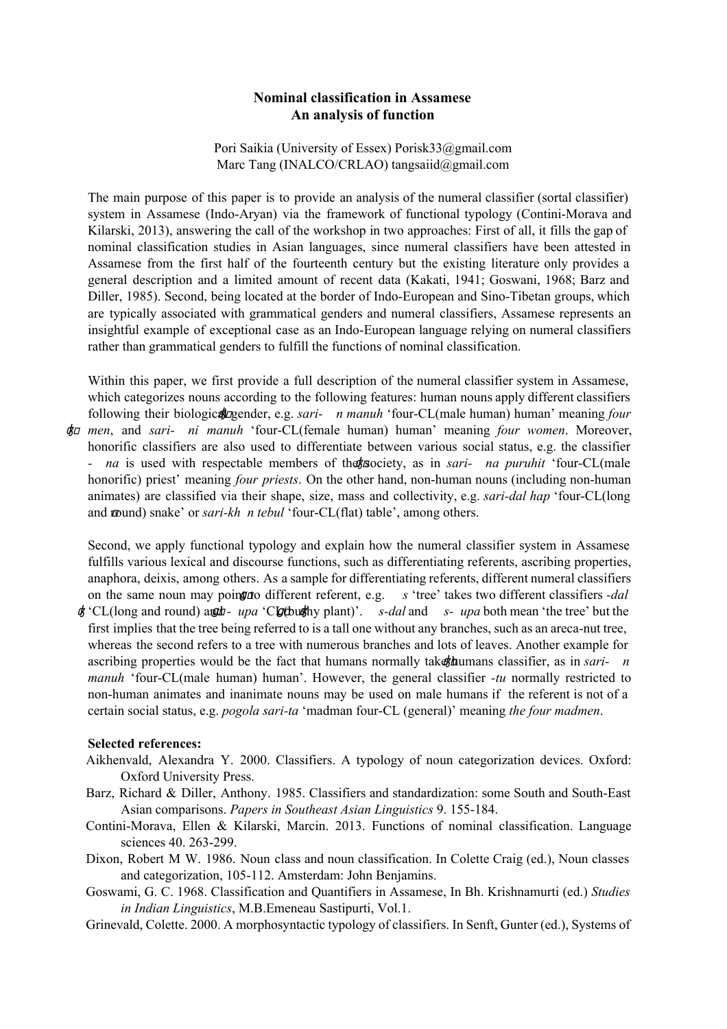**Nominal classification in Assamese**
**An analysis of function**

Pori Saikia (University of Essex) Porisk33@gmail.com
Marc Tang (INALCO/CRLAO) tangsaiid@gmail.com

The main purpose of this paper is to provide an analysis of the numeral classifier (sortal classifier) system in Assamese (Indo-Aryan) via the framework of functional typology (Contini-Morava and Kilarski, 2013), answering the call of the workshop in two approaches: First of all, it fills the gap of nominal classification studies in Asian languages, since numeral classifiers have been attested in Assamese from the first half of the fourteenth century but the existing literature only provides a general description and a limited amount of recent data (Kakati, 1941; Goswani, 1968; Barz and Diller, 1985). Second, being located at the border of Indo-European and Sino-Tibetan groups, which are typically associated with grammatical genders and numeral classifiers, Assamese represents an insightful example of exceptional case as an Indo-European language relying on numeral classifiers rather than grammatical genders to fulfill the functions of nominal classification.

Within this paper, we first provide a full description of the numeral classifier system in Assamese, which categorizes nouns according to the following features: human nouns apply different classifiers following their biological gender, e.g. *sari- n manuh* 'four-CL(male human) human' meaning *four men*, and *sari- ni manuh* 'four-CL(female human) human' meaning *four women*. Moreover, honorific classifiers are also used to differentiate between various social status, e.g. the classifier *- na* is used with respectable members of the society, as in *sari- na puruhit* 'four-CL(male honorific) priest' meaning *four priests*. On the other hand, non-human nouns (including non-human animates) are classified via their shape, size, mass and collectivity, e.g. *sari-dal hap* 'four-CL(long and round) snake' or *sari-kh n tebul* 'four-CL(flat) table', among others.

Second, we apply functional typology and explain how the numeral classifier system in Assamese fulfills various lexical and discourse functions, such as differentiating referents, ascribing properties, anaphora, deixis, among others. As a sample for differentiating referents, different numeral classifiers on the same noun may point to different referent, e.g. *s* 'tree' takes two different classifiers *-dal* 'CL(long and round) and *- upa* 'CL(bushy plant)'. *s-dal* and *s- upa* both mean 'the tree' but the first implies that the tree being referred to is a tall one without any branches, such as an areca-nut tree, whereas the second refers to a tree with numerous branches and lots of leaves. Another example for ascribing properties would be the fact that humans normally take humans classifier, as in *sari- n manuh* 'four-CL(male human) human'. However, the general classifier *-tu* normally restricted to non-human animates and inanimate nouns may be used on male humans if the referent is not of a certain social status, e.g. *pogola sari-ta* 'madman four-CL (general)' meaning *the four madmen*.

**Selected references:**

Aikhenvald, Alexandra Y. 2000. Classifiers. A typology of noun categorization devices. Oxford: Oxford University Press.

Barz, Richard & Diller, Anthony. 1985. Classifiers and standardization: some South and South-East Asian comparisons. *Papers in Southeast Asian Linguistics* 9. 155-184.

Contini-Morava, Ellen & Kilarski, Marcin. 2013. Functions of nominal classification. Language sciences 40. 263-299.

Dixon, Robert M W. 1986. Noun class and noun classification. In Colette Craig (ed.), Noun classes and categorization, 105-112. Amsterdam: John Benjamins.

Goswami, G. C. 1968. Classification and Quantifiers in Assamese, In Bh. Krishnamurti (ed.) *Studies in Indian Linguistics*, M.B.Emeneau Sastipurti, Vol.1.

Grinevald, Colette. 2000. A morphosyntactic typology of classifiers. In Senft, Gunter (ed.), Systems of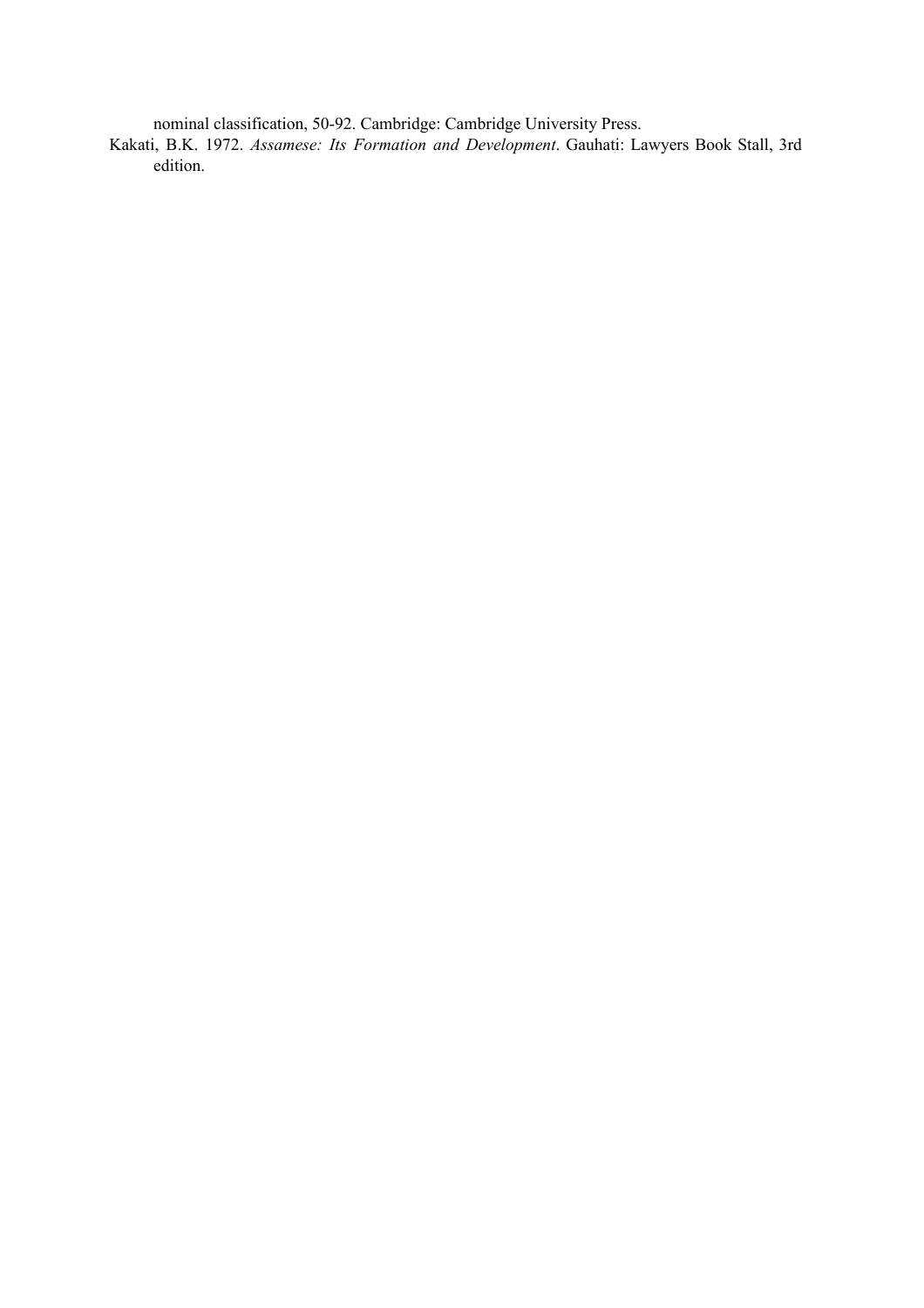nominal classification, 50-92. Cambridge: Cambridge University Press.

Kakati, B.K. 1972. *Assamese: Its Formation and Development*. Gauhati: Lawyers Book Stall, 3rd edition.